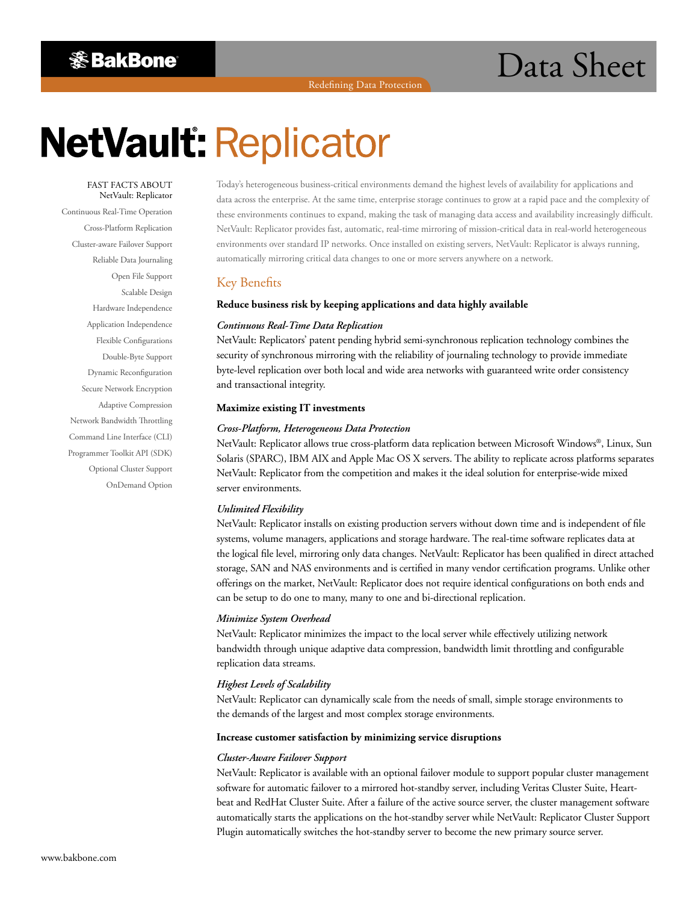BakBone

Data Sheet

Redefining Data Protection

# NetVault: Replicator

FAST FACTS ABOUT
NetVault: Replicator

- Continuous Real-Time Operation
- Cross-Platform Replication
- Cluster-aware Failover Support
- Reliable Data Journaling
- Open File Support
- Scalable Design
- Hardware Independence
- Application Independence
- Flexible Configurations
- Double-Byte Support
- Dynamic Reconfiguration
- Secure Network Encryption
- Adaptive Compression
- Network Bandwidth Throttling
- Command Line Interface (CLI)
- Programmer Toolkit API (SDK)
- Optional Cluster Support
- OnDemand Option

Today's heterogeneous business-critical environments demand the highest levels of availability for applications and data across the enterprise. At the same time, enterprise storage continues to grow at a rapid pace and the complexity of these environments continues to expand, making the task of managing data access and availability increasingly difficult. NetVault: Replicator provides fast, automatic, real-time mirroring of mission-critical data in real-world heterogeneous environments over standard IP networks. Once installed on existing servers, NetVault: Replicator is always running, automatically mirroring critical data changes to one or more servers anywhere on a network.

## Key Benefits

**Reduce business risk by keeping applications and data highly available**

***Continuous Real-Time Data Replication***

NetVault: Replicators' patent pending hybrid semi-synchronous replication technology combines the security of synchronous mirroring with the reliability of journaling technology to provide immediate byte-level replication over both local and wide area networks with guaranteed write order consistency and transactional integrity.

**Maximize existing IT investments**

***Cross-Platform, Heterogeneous Data Protection***

NetVault: Replicator allows true cross-platform data replication between Microsoft Windows®, Linux, Sun Solaris (SPARC), IBM AIX and Apple Mac OS X servers. The ability to replicate across platforms separates NetVault: Replicator from the competition and makes it the ideal solution for enterprise-wide mixed server environments.

***Unlimited Flexibility***

NetVault: Replicator installs on existing production servers without down time and is independent of file systems, volume managers, applications and storage hardware. The real-time software replicates data at the logical file level, mirroring only data changes. NetVault: Replicator has been qualified in direct attached storage, SAN and NAS environments and is certified in many vendor certification programs. Unlike other offerings on the market, NetVault: Replicator does not require identical configurations on both ends and can be setup to do one to many, many to one and bi-directional replication.

***Minimize System Overhead***

NetVault: Replicator minimizes the impact to the local server while effectively utilizing network bandwidth through unique adaptive data compression, bandwidth limit throttling and configurable replication data streams.

***Highest Levels of Scalability***

NetVault: Replicator can dynamically scale from the needs of small, simple storage environments to the demands of the largest and most complex storage environments.

**Increase customer satisfaction by minimizing service disruptions**

***Cluster-Aware Failover Support***

NetVault: Replicator is available with an optional failover module to support popular cluster management software for automatic failover to a mirrored hot-standby server, including Veritas Cluster Suite, Heart-beat and RedHat Cluster Suite. After a failure of the active source server, the cluster management software automatically starts the applications on the hot-standby server while NetVault: Replicator Cluster Support Plugin automatically switches the hot-standby server to become the new primary source server.

www.bakbone.com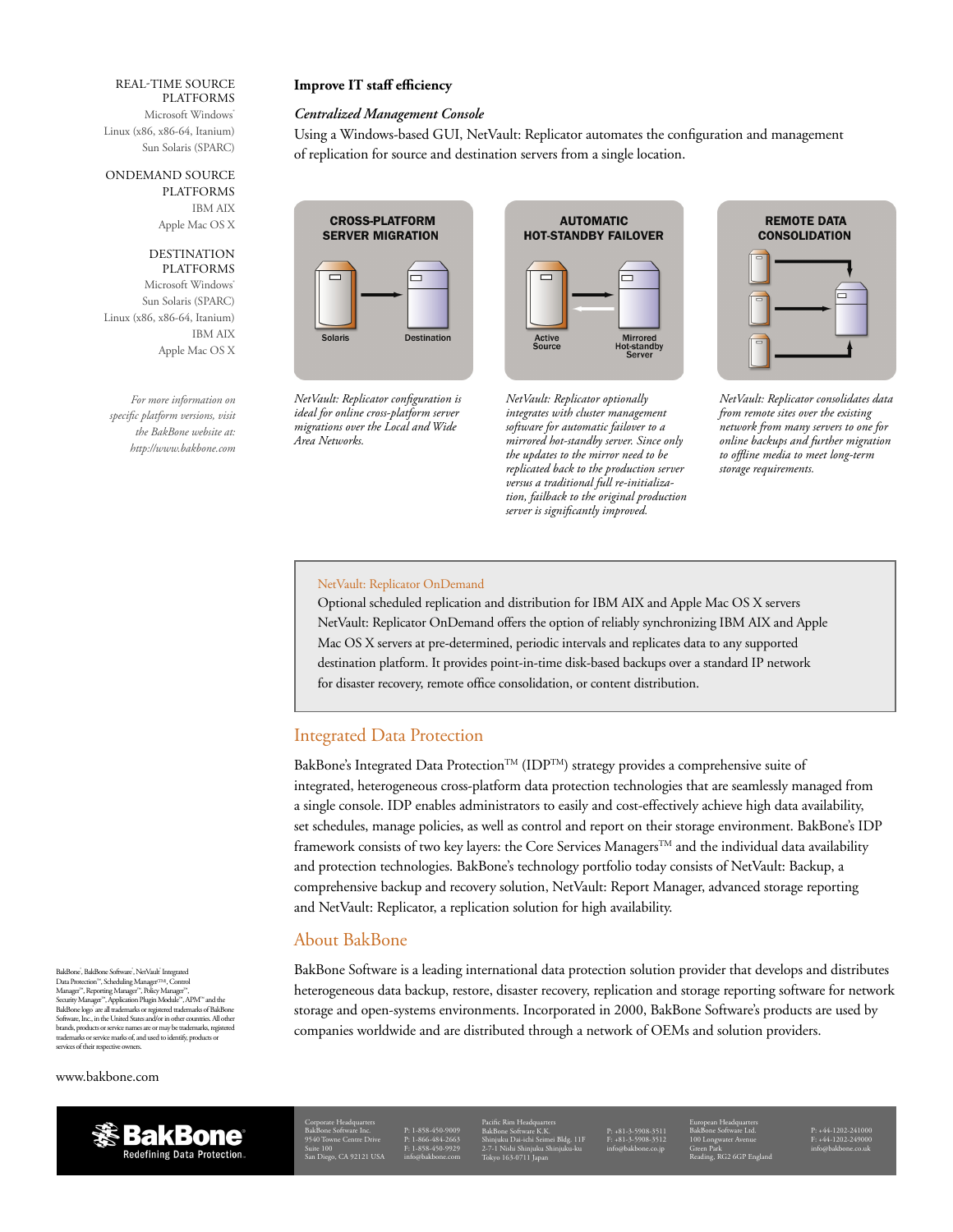REAL-TIME SOURCE PLATFORMS
Microsoft Windows®
Linux (x86, x86-64, Itanium)
Sun Solaris (SPARC)

ONDEMAND SOURCE PLATFORMS
IBM AIX
Apple Mac OS X

DESTINATION PLATFORMS
Microsoft Windows®
Sun Solaris (SPARC)
Linux (x86, x86-64, Itanium)
IBM AIX
Apple Mac OS X

*For more information on specific platform versions, visit the BakBone website at: http://www.bakbone.com*

**Improve IT staff efficiency**

***Centralized Management Console***

Using a Windows-based GUI, NetVault: Replicator automates the configuration and management of replication for source and destination servers from a single location.

CROSS-PLATFORM SERVER MIGRATION

Solaris
Destination

*NetVault: Replicator configuration is ideal for online cross-platform server migrations over the Local and Wide Area Networks.*

AUTOMATIC HOT-STANDBY FAILOVER

Active Source
Mirrored Hot-standby Server

*NetVault: Replicator optionally integrates with cluster management software for automatic failover to a mirrored hot-standby server. Since only the updates to the mirror need to be replicated back to the production server versus a traditional full re-initialization, failback to the original production server is significantly improved.*

REMOTE DATA CONSOLIDATION

*NetVault: Replicator consolidates data from remote sites over the existing network from many servers to one for online backups and further migration to offline media to meet long-term storage requirements.*

NetVault: Replicator OnDemand

Optional scheduled replication and distribution for IBM AIX and Apple Mac OS X servers

NetVault: Replicator OnDemand offers the option of reliably synchronizing IBM AIX and Apple Mac OS X servers at pre-determined, periodic intervals and replicates data to any supported destination platform. It provides point-in-time disk-based backups over a standard IP network for disaster recovery, remote office consolidation, or content distribution.

## Integrated Data Protection

BakBone's Integrated Data Protection™ (IDP™) strategy provides a comprehensive suite of integrated, heterogeneous cross-platform data protection technologies that are seamlessly managed from a single console. IDP enables administrators to easily and cost-effectively achieve high data availability, set schedules, manage policies, as well as control and report on their storage environment. BakBone's IDP framework consists of two key layers: the Core Services Managers™ and the individual data availability and protection technologies. BakBone's technology portfolio today consists of NetVault: Backup, a comprehensive backup and recovery solution, NetVault: Report Manager, advanced storage reporting and NetVault: Replicator, a replication solution for high availability.

## About BakBone

BakBone Software is a leading international data protection solution provider that develops and distributes heterogeneous data backup, restore, disaster recovery, replication and storage reporting software for network storage and open-systems environments. Incorporated in 2000, BakBone Software's products are used by companies worldwide and are distributed through a network of OEMs and solution providers.

BakBone®, BakBone Software®, NetVault® Integrated Data Protection™, Scheduling Manager™, Control Manager™, Reporting Manager™, Policy Manager™, Security Manager™, Application Plugin Module™, APM™ and the BakBone logo are all trademarks or registered trademarks of BakBone Software, Inc., in the United States and/or in other countries. All other brands, products or service names are or may be trademarks, registered trademarks or service marks of, and used to identify, products or services of their respective owners.

www.bakbone.com

BakBone
Redefining Data Protection.

Corporate Headquarters
BakBone Software Inc.
9540 Towne Centre Drive
Suite 100
San Diego, CA 92121 USA

P: 1-858-450-9009
P: 1-866-484-2663
F: 1-858-450-9929
info@bakbone.com

Pacific Rim Headquarters
BakBone Software K.K.
Shinjuku Dai-ichi Seimei Bldg. 11F
2-7-1 Nishi Shinjuku Shinjuku-ku
Tokyo 163-0711 Japan

P: +81-3-5908-3511
F: +81-3-5908-3512
info@bakbone.co.jp

European Headquarters
BakBone Software Ltd.
100 Longwater Avenue
Green Park
Reading, RG2 6GP England

P: +44-1202-241000
F: +44-1202-249000
info@bakbone.co.uk